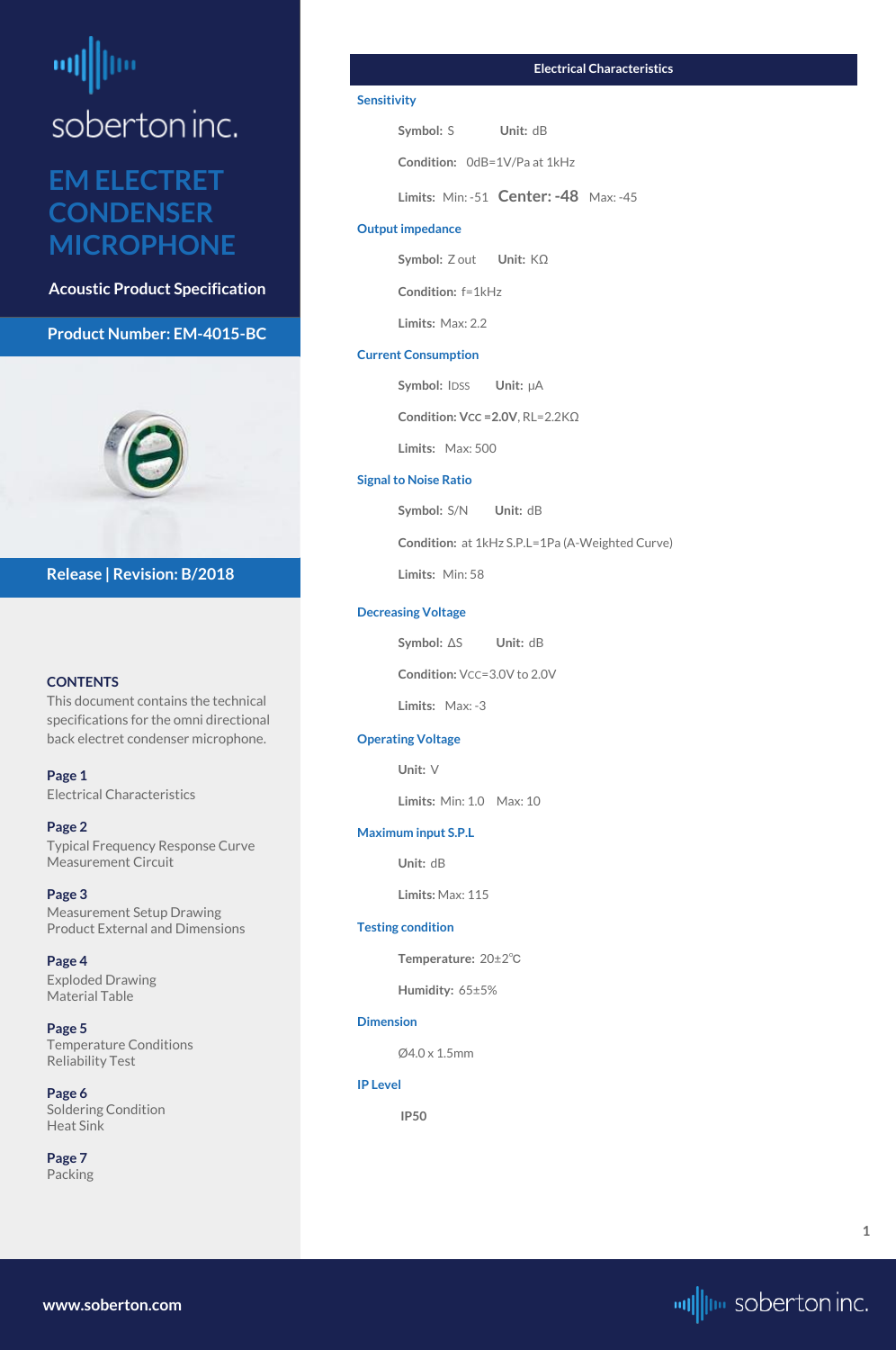soberton inc.

# EM ELECTRET CONDENSER MICROPHONE

**Acoustic Product Specification**

**Product Number: EM-4015-BC**

**Release | Revision: B/2018**

### CONTENTS

This document contains the technical specifications for the omni directional back electret condenser microphone.

**Page 1**
Electrical Characteristics

**Page 2**
Typical Frequency Response Curve
Measurement Circuit

**Page 3**
Measurement Setup Drawing
Product External and Dimensions

**Page 4**
Exploded Drawing
Material Table

**Page 5**
Temperature Conditions
Reliability Test

**Page 6**
Soldering Condition
Heat Sink

**Page 7**
Packing

## Electrical Characteristics

### Sensitivity

**Symbol:** S **Unit:** dB

**Condition:** 0dB=1V/Pa at 1kHz

**Limits:** Min: -51 **Center: -48** Max: -45

### Output impedance

**Symbol:** Z out **Unit:** KΩ

**Condition:** f=1kHz

**Limits:** Max: 2.2

### Current Consumption

**Symbol:** $I_{DSS}$ **Unit:** µA

**Condition:** $V_{CC}$ **=2.0V**, RL=2.2KΩ

**Limits:** Max: 500

### Signal to Noise Ratio

**Symbol:** S/N **Unit:** dB

**Condition:** at 1kHz S.P.L=1Pa (A-Weighted Curve)

**Limits:** Min: 58

### Decreasing Voltage

**Symbol:** ΔS **Unit:** dB

**Condition:** $V_{CC}$=3.0V to 2.0V

**Limits:** Max: -3

### Operating Voltage

**Unit:** V

**Limits:** Min: 1.0 Max: 10

### Maximum input S.P.L

**Unit:** dB

**Limits:** Max: 115

### Testing condition

**Temperature:** 20±2℃

**Humidity:** 65±5%

### Dimension

Ø4.0 x 1.5mm

### IP Level

**IP50**

www.soberton.com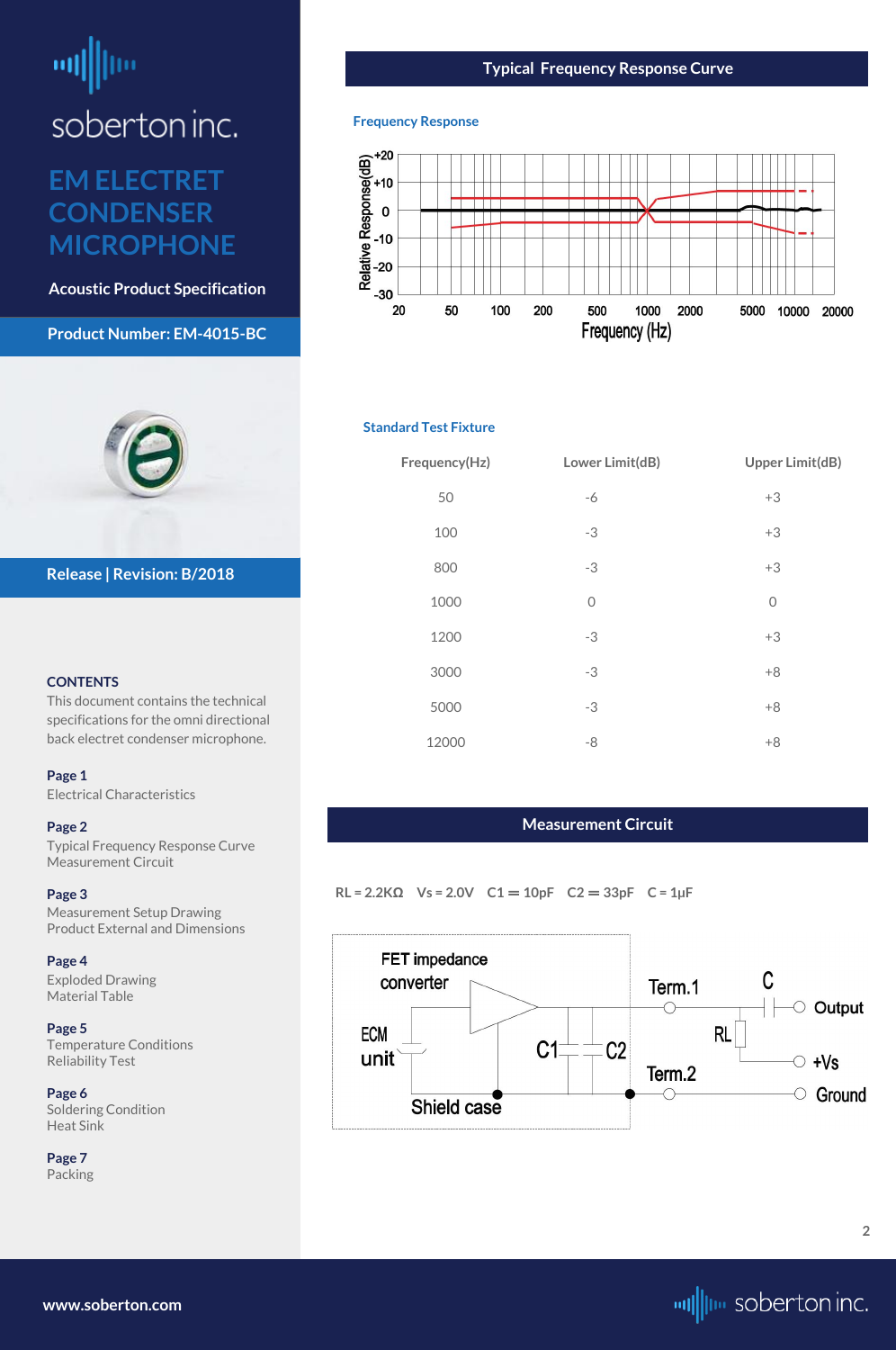# soberton inc.

## EM ELECTRET CONDENSER MICROPHONE

**Acoustic Product Specification**

**Product Number: EM-4015-BC**

**Release | Revision: B/2018**

### CONTENTS

This document contains the technical specifications for the omni directional back electret condenser microphone.

**Page 1**
Electrical Characteristics

**Page 2**
Typical Frequency Response Curve
Measurement Circuit

**Page 3**
Measurement Setup Drawing
Product External and Dimensions

**Page 4**
Exploded Drawing
Material Table

**Page 5**
Temperature Conditions
Reliability Test

**Page 6**
Soldering Condition
Heat Sink

**Page 7**
Packing

## Typical Frequency Response Curve

### Frequency Response

### Standard Test Fixture

| Frequency(Hz) | Lower Limit(dB) | Upper Limit(dB) |
|---|---|---|
| 50 | -6 | +3 |
| 100 | -3 | +3 |
| 800 | -3 | +3 |
| 1000 | 0 | 0 |
| 1200 | -3 | +3 |
| 3000 | -3 | +8 |
| 5000 | -3 | +8 |
| 12000 | -8 | +8 |

## Measurement Circuit

RL = 2.2KΩ Vs = 2.0V C1 = 10pF C2 = 33pF C = 1μF

www.soberton.com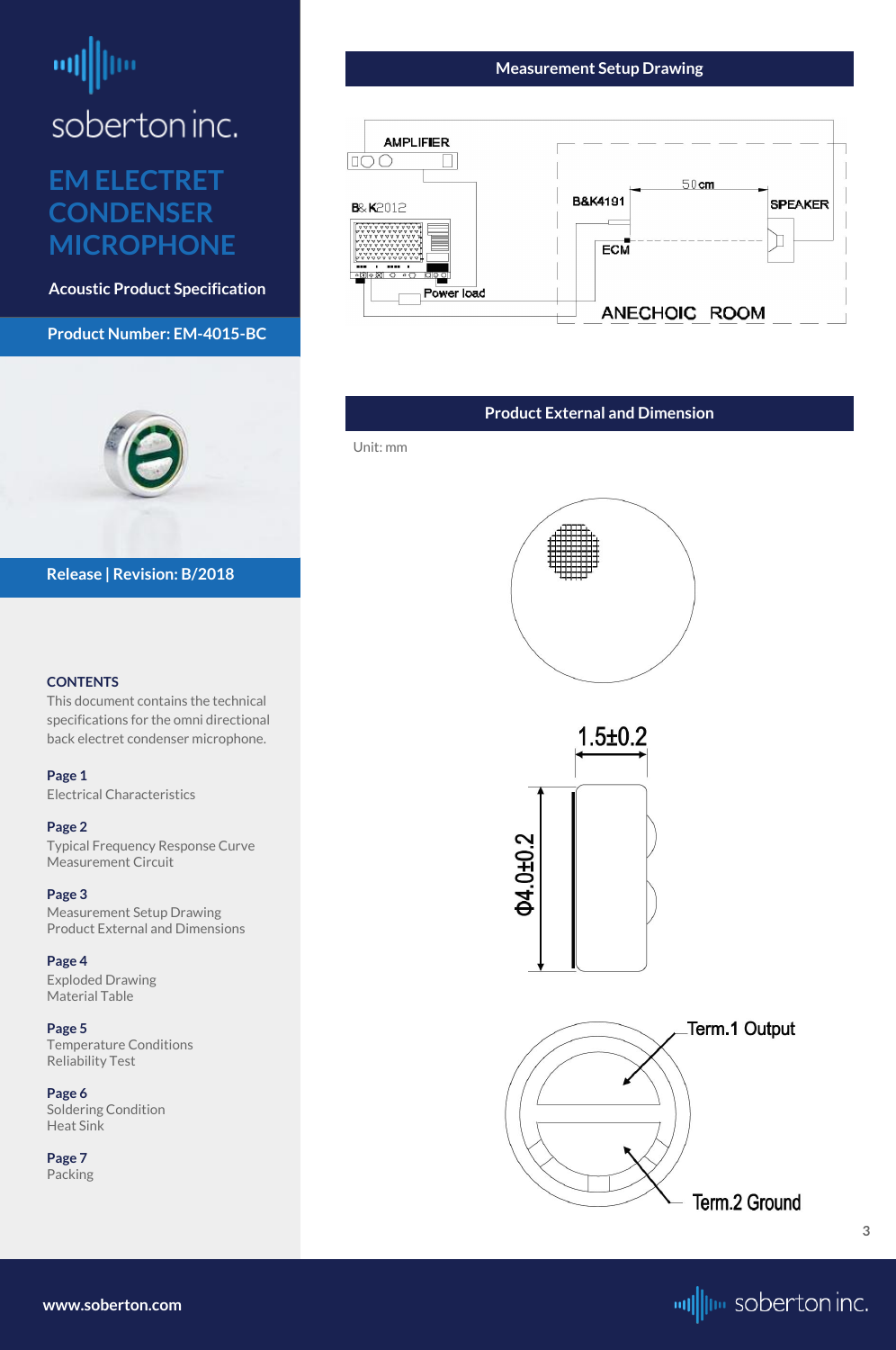# EM ELECTRET CONDENSER MICROPHONE

**Acoustic Product Specification**

**Product Number: EM-4015-BC**

**Release | Revision: B/2018**

**CONTENTS**

This document contains the technical specifications for the omni directional back electret condenser microphone.

**Page 1**
Electrical Characteristics

**Page 2**
Typical Frequency Response Curve
Measurement Circuit

**Page 3**
Measurement Setup Drawing
Product External and Dimensions

**Page 4**
Exploded Drawing
Material Table

**Page 5**
Temperature Conditions
Reliability Test

**Page 6**
Soldering Condition
Heat Sink

**Page 7**
Packing

## Measurement Setup Drawing

AMPLIFIER
B& K2012
Power load
B&K4191
50cm
SPEAKER
ECM
ANECHOIC ROOM

## Product External and Dimension

Unit: mm

1.5±0.2

Φ4.0±0.2

Term.1 Output

Term.2 Ground

www.soberton.com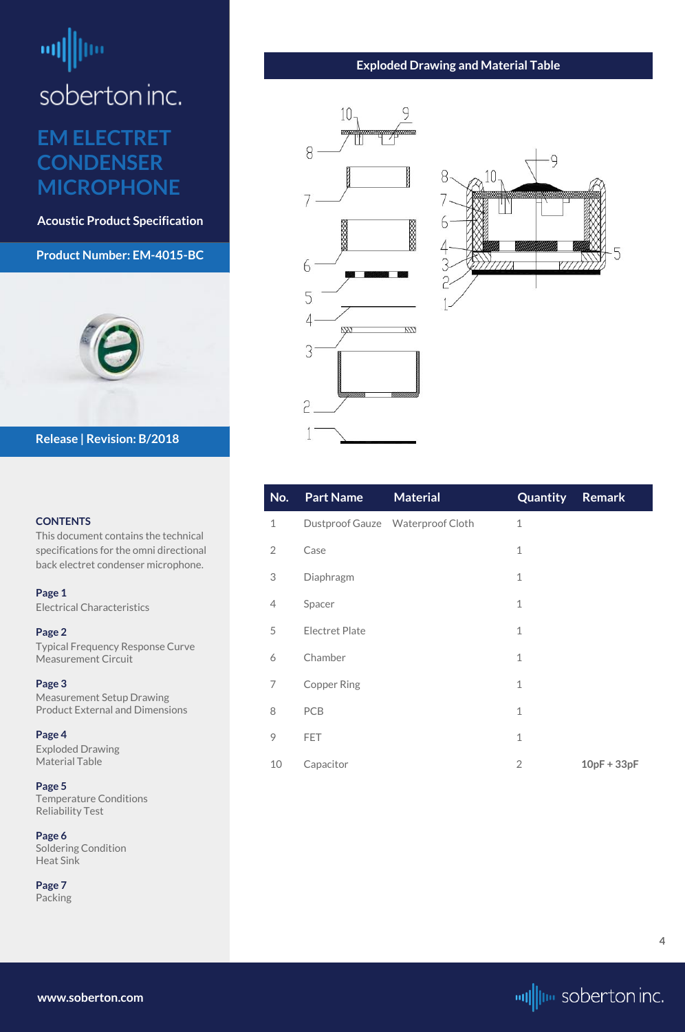# soberton inc.

## EM ELECTRET CONDENSER MICROPHONE

**Acoustic Product Specification**

**Product Number: EM-4015-BC**

**Release | Revision: B/2018**

**CONTENTS**

This document contains the technical specifications for the omni directional back electret condenser microphone.

**Page 1**
Electrical Characteristics

**Page 2**
Typical Frequency Response Curve
Measurement Circuit

**Page 3**
Measurement Setup Drawing
Product External and Dimensions

**Page 4**
Exploded Drawing
Material Table

**Page 5**
Temperature Conditions
Reliability Test

**Page 6**
Soldering Condition
Heat Sink

**Page 7**
Packing

## Exploded Drawing and Material Table

| No. | Part Name | Material | Quantity | Remark |
|---|---|---|---|---|
| 1 | Dustproof Gauze | Waterproof Cloth | 1 | |
| 2 | Case | | 1 | |
| 3 | Diaphragm | | 1 | |
| 4 | Spacer | | 1 | |
| 5 | Electret Plate | | 1 | |
| 6 | Chamber | | 1 | |
| 7 | Copper Ring | | 1 | |
| 8 | PCB | | 1 | |
| 9 | FET | | 1 | |
| 10 | Capacitor | | 2 | **10pF + 33pF** |

www.soberton.com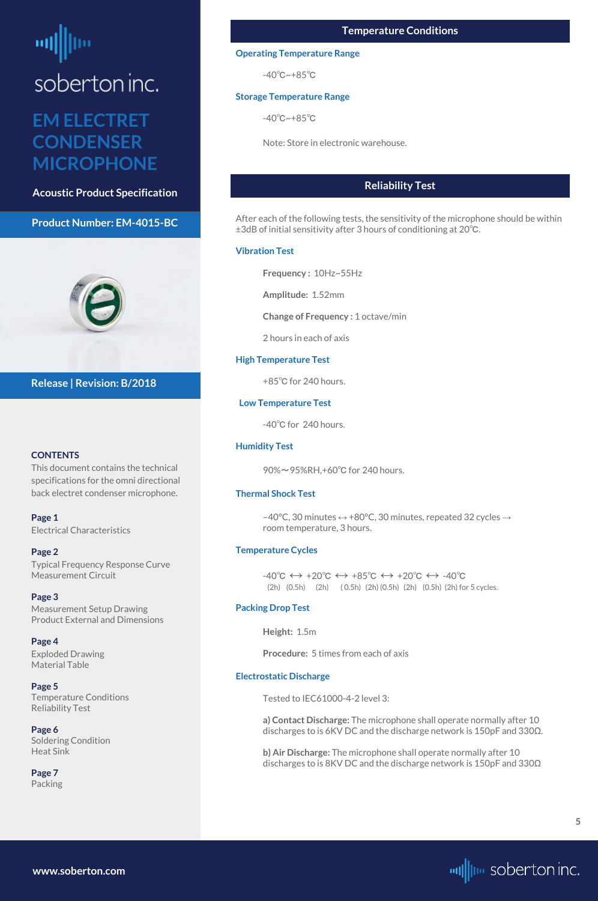soberton inc.

# EM ELECTRET CONDENSER MICROPHONE

**Acoustic Product Specification**

**Product Number: EM-4015-BC**

**Release | Revision: B/2018**

**CONTENTS**

This document contains the technical specifications for the omni directional back electret condenser microphone.

**Page 1**
Electrical Characteristics

**Page 2**
Typical Frequency Response Curve
Measurement Circuit

**Page 3**
Measurement Setup Drawing
Product External and Dimensions

**Page 4**
Exploded Drawing
Material Table

**Page 5**
Temperature Conditions
Reliability Test

**Page 6**
Soldering Condition
Heat Sink

**Page 7**
Packing

## Temperature Conditions

### Operating Temperature Range

-40℃~+85℃

### Storage Temperature Range

-40℃~+85℃

Note: Store in electronic warehouse.

## Reliability Test

After each of the following tests, the sensitivity of the microphone should be within ±3dB of initial sensitivity after 3 hours of conditioning at 20℃.

### Vibration Test

**Frequency :** 10Hz~55Hz

**Amplitude:** 1.52mm

**Change of Frequency :** 1 octave/min

2 hours in each of axis

### High Temperature Test

+85℃ for 240 hours.

### Low Temperature Test

-40℃ for 240 hours.

### Humidity Test

90%～95%RH,+60℃ for 240 hours.

### Thermal Shock Test

−40°C, 30 minutes ↔ +80°C, 30 minutes, repeated 32 cycles → room temperature, 3 hours.

### Temperature Cycles

-40℃ ↔ +20℃ ↔ +85℃ ↔ +20℃ ↔ -40℃
(2h) (0.5h) (2h) (0.5h) (2h) (0.5h) (2h) (0.5h) (2h) for 5 cycles.

### Packing Drop Test

**Height:** 1.5m

**Procedure:** 5 times from each of axis

### Electrostatic Discharge

Tested to IEC61000-4-2 level 3:

**a) Contact Discharge:** The microphone shall operate normally after 10 discharges to is 6KV DC and the discharge network is 150pF and 330Ω.

**b) Air Discharge:** The microphone shall operate normally after 10 discharges to is 8KV DC and the discharge network is 150pF and 330Ω

www.soberton.com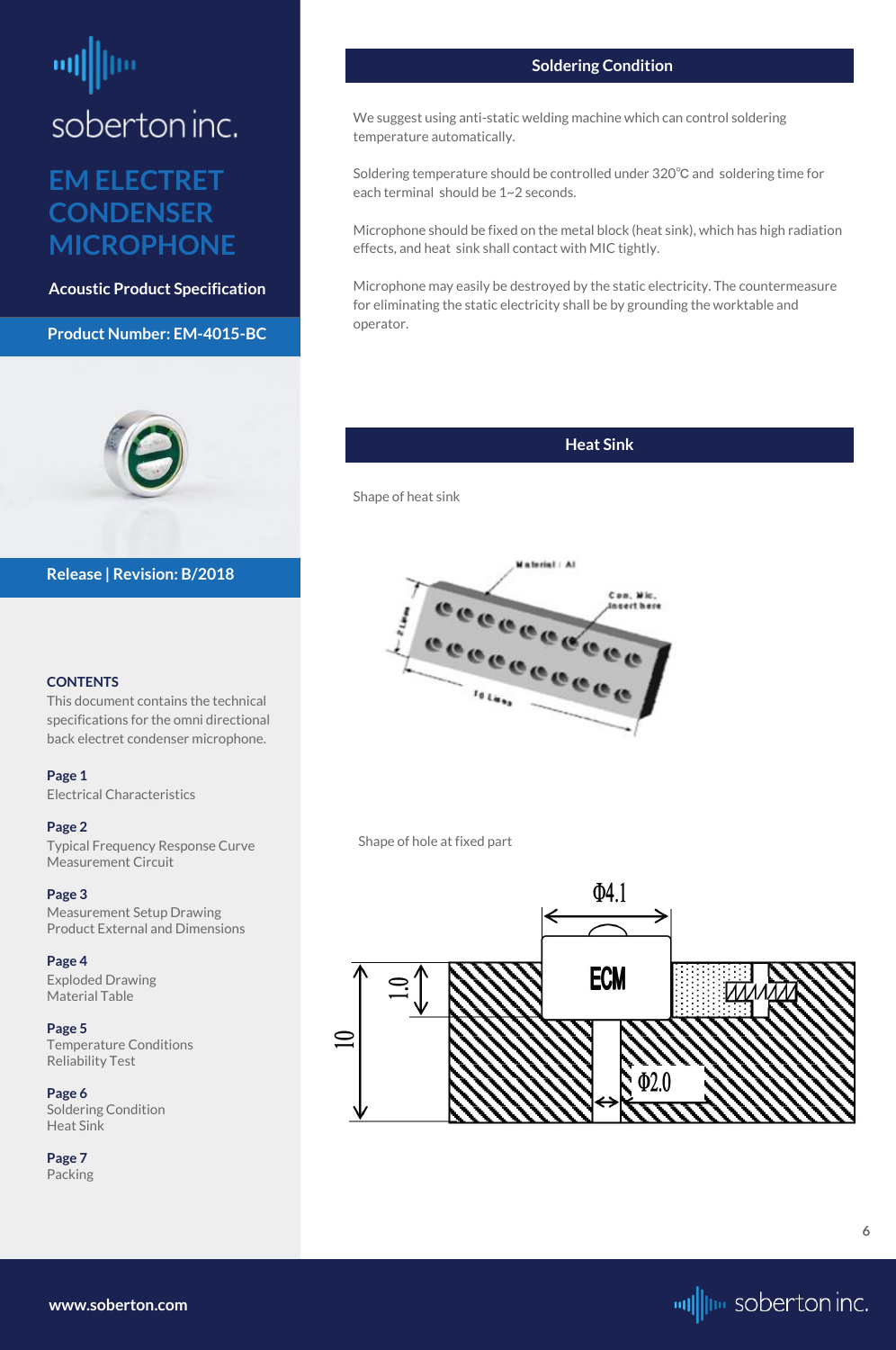soberton inc.

# EM ELECTRET CONDENSER MICROPHONE

**Acoustic Product Specification**

**Product Number: EM-4015-BC**

**Release | Revision: B/2018**

**CONTENTS**

This document contains the technical specifications for the omni directional back electret condenser microphone.

**Page 1**
Electrical Characteristics

**Page 2**
Typical Frequency Response Curve
Measurement Circuit

**Page 3**
Measurement Setup Drawing
Product External and Dimensions

**Page 4**
Exploded Drawing
Material Table

**Page 5**
Temperature Conditions
Reliability Test

**Page 6**
Soldering Condition
Heat Sink

**Page 7**
Packing

## Soldering Condition

We suggest using anti-static welding machine which can control soldering temperature automatically.

Soldering temperature should be controlled under 320℃ and soldering time for each terminal should be 1~2 seconds.

Microphone should be fixed on the metal block (heat sink), which has high radiation effects, and heat sink shall contact with MIC tightly.

Microphone may easily be destroyed by the static electricity. The countermeasure for eliminating the static electricity shall be by grounding the worktable and operator.

## Heat Sink

Shape of heat sink

Material : Al

Con. Mic. insert here

21mm

70mm

Shape of hole at fixed part

Φ4.1

ECM

1.0

10

Φ2.0

www.soberton.com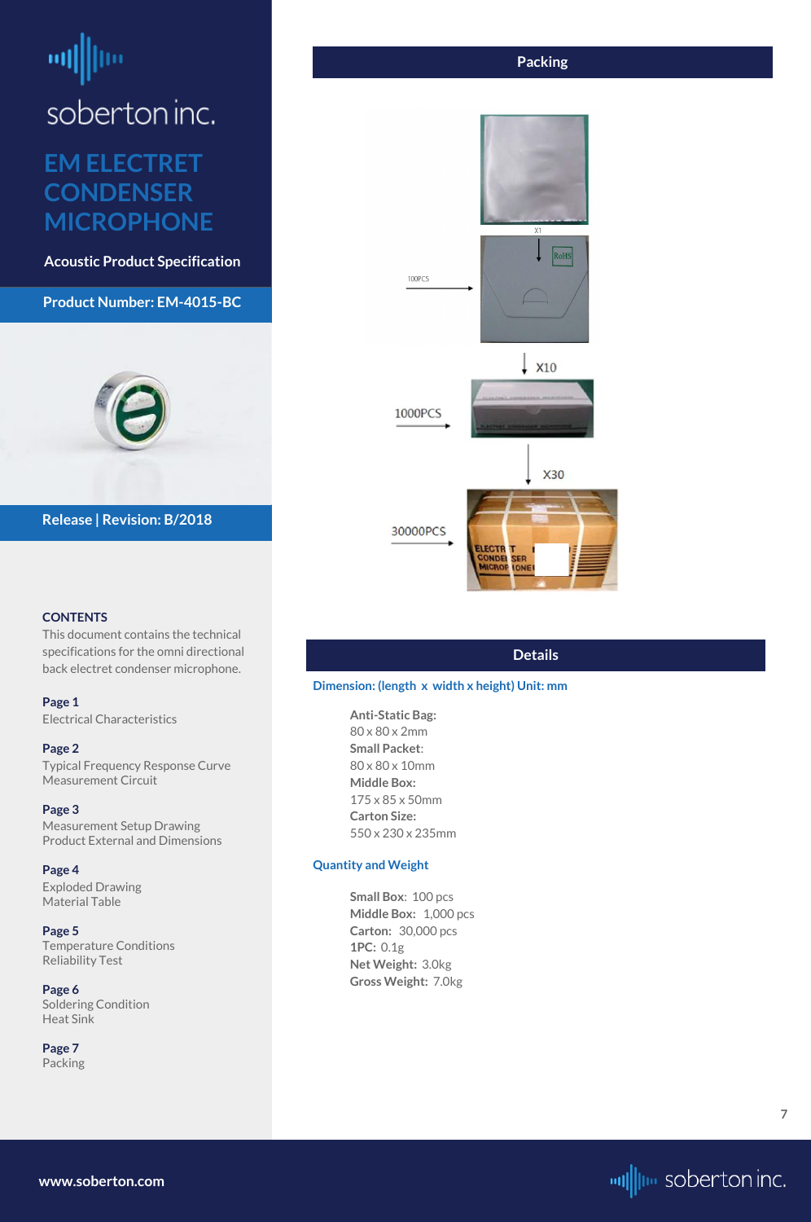soberton inc.

# EM ELECTRET CONDENSER MICROPHONE

**Acoustic Product Specification**

**Product Number: EM-4015-BC**

**Release | Revision: B/2018**

**CONTENTS**

This document contains the technical specifications for the omni directional back electret condenser microphone.

**Page 1**
Electrical Characteristics

**Page 2**
Typical Frequency Response Curve
Measurement Circuit

**Page 3**
Measurement Setup Drawing
Product External and Dimensions

**Page 4**
Exploded Drawing
Material Table

**Page 5**
Temperature Conditions
Reliability Test

**Page 6**
Soldering Condition
Heat Sink

**Page 7**
Packing

## Packing

X1

100PCS

X10

1000PCS

X30

30000PCS

## Details

**Dimension: (length x width x height) Unit: mm**

**Anti-Static Bag:**
80 x 80 x 2mm
**Small Packet**:
80 x 80 x 10mm
**Middle Box:**
175 x 85 x 50mm
**Carton Size:**
550 x 230 x 235mm

**Quantity and Weight**

**Small Box**: 100 pcs
**Middle Box:** 1,000 pcs
**Carton:** 30,000 pcs
**1PC:** 0.1g
**Net Weight:** 3.0kg
**Gross Weight:** 7.0kg

www.soberton.com